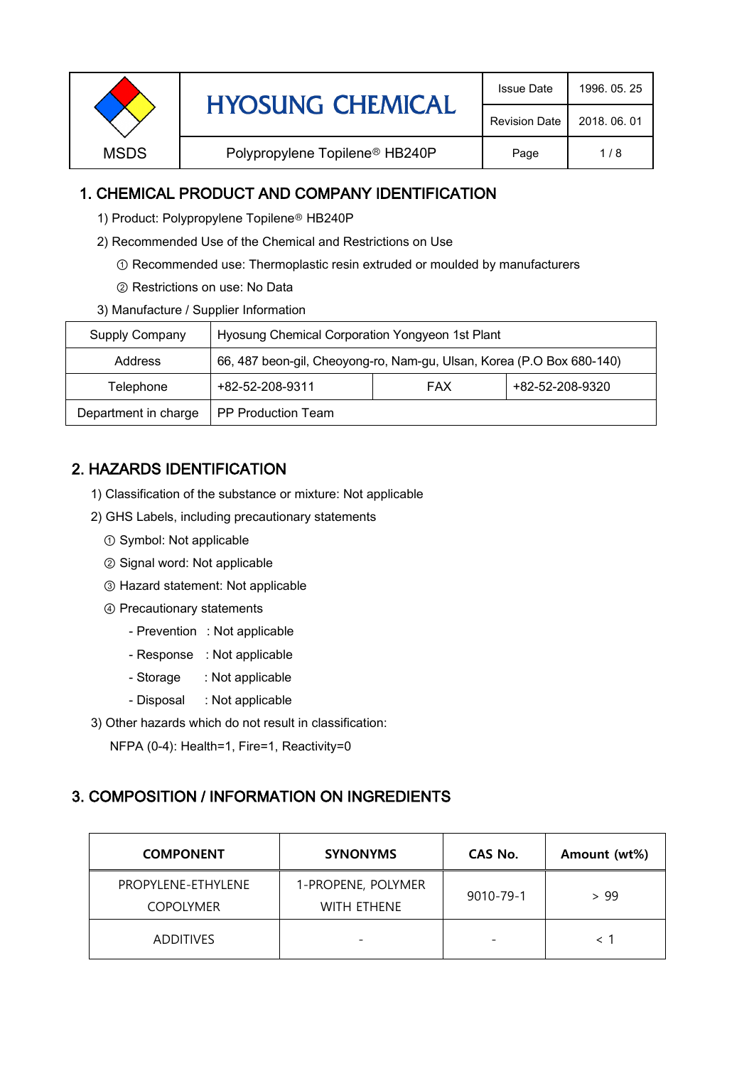| MSDS | HYOSUNG CHEMICAL | Issue Date | 1996. 05. 25 |
|---|---|---|---|
| | | Revision Date | 2018. 06. 01 |
| | Polypropylene Topilene® HB240P | | |

## 1. CHEMICAL PRODUCT AND COMPANY IDENTIFICATION

1) Product: Polypropylene Topilene® HB240P

2) Recommended Use of the Chemical and Restrictions on Use

① Recommended use: Thermoplastic resin extruded or moulded by manufacturers

② Restrictions on use: No Data

3) Manufacture / Supplier Information

| Supply Company | Hyosung Chemical Corporation Yongyeon 1st Plant | | |
|---|---|---|---|
| Address | 66, 487 beon-gil, Cheoyong-ro, Nam-gu, Ulsan, Korea (P.O Box 680-140) | | |
| Telephone | +82-52-208-9311 | FAX | +82-52-208-9320 |
| Department in charge | PP Production Team | | |

## 2. HAZARDS IDENTIFICATION

1) Classification of the substance or mixture: Not applicable

2) GHS Labels, including precautionary statements

① Symbol: Not applicable

② Signal word: Not applicable

③ Hazard statement: Not applicable

④ Precautionary statements

- Prevention : Not applicable
- Response : Not applicable
- Storage : Not applicable
- Disposal : Not applicable

3) Other hazards which do not result in classification:

NFPA (0-4): Health=1, Fire=1, Reactivity=0

## 3. COMPOSITION / INFORMATION ON INGREDIENTS

| COMPONENT | SYNONYMS | CAS No. | Amount (wt%) |
|---|---|---|---|
| PROPYLENE-ETHYLENE COPOLYMER | 1-PROPENE, POLYMER WITH ETHENE | 9010-79-1 | > 99 |
| ADDITIVES | - | - | < 1 |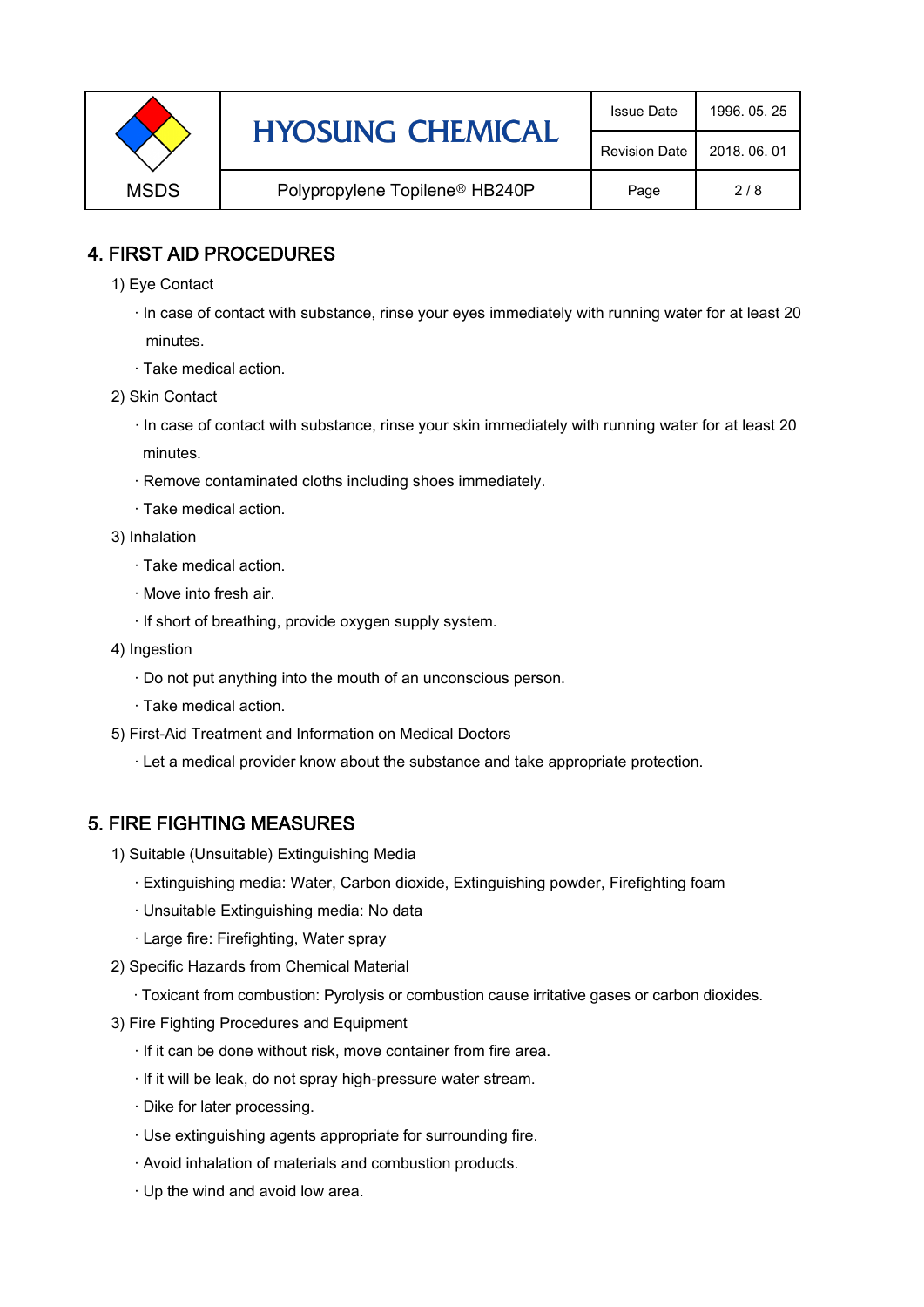## 4. FIRST AID PROCEDURES

1) Eye Contact

- In case of contact with substance, rinse your eyes immediately with running water for at least 20 minutes.
- Take medical action.

2) Skin Contact

- In case of contact with substance, rinse your skin immediately with running water for at least 20 minutes.
- Remove contaminated cloths including shoes immediately.
- Take medical action.

3) Inhalation

- Take medical action.
- Move into fresh air.
- If short of breathing, provide oxygen supply system.

4) Ingestion

- Do not put anything into the mouth of an unconscious person.
- Take medical action.

5) First-Aid Treatment and Information on Medical Doctors

- Let a medical provider know about the substance and take appropriate protection.

## 5. FIRE FIGHTING MEASURES

1) Suitable (Unsuitable) Extinguishing Media

- Extinguishing media: Water, Carbon dioxide, Extinguishing powder, Firefighting foam
- Unsuitable Extinguishing media: No data
- Large fire: Firefighting, Water spray

2) Specific Hazards from Chemical Material

- Toxicant from combustion: Pyrolysis or combustion cause irritative gases or carbon dioxides.

3) Fire Fighting Procedures and Equipment

- If it can be done without risk, move container from fire area.
- If it will be leak, do not spray high-pressure water stream.
- Dike for later processing.
- Use extinguishing agents appropriate for surrounding fire.
- Avoid inhalation of materials and combustion products.
- Up the wind and avoid low area.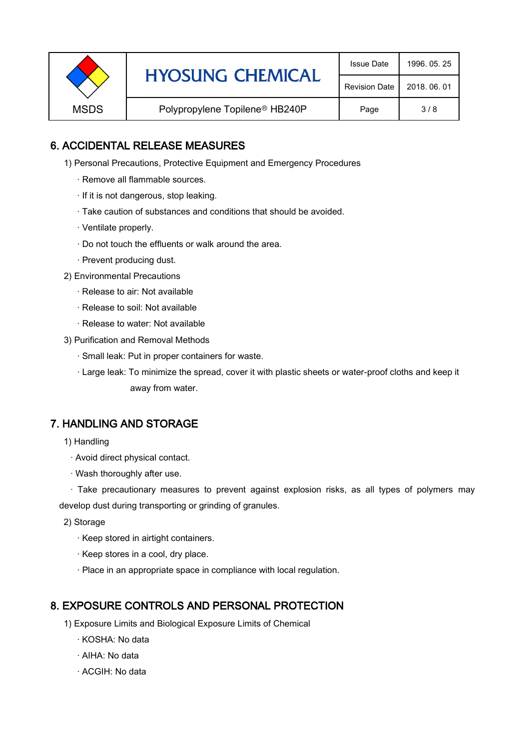## 6. ACCIDENTAL RELEASE MEASURES

1) Personal Precautions, Protective Equipment and Emergency Procedures

· Remove all flammable sources.

· If it is not dangerous, stop leaking.

· Take caution of substances and conditions that should be avoided.

· Ventilate properly.

· Do not touch the effluents or walk around the area.

· Prevent producing dust.

2) Environmental Precautions

· Release to air: Not available

· Release to soil: Not available

· Release to water: Not available

3) Purification and Removal Methods

· Small leak: Put in proper containers for waste.

· Large leak: To minimize the spread, cover it with plastic sheets or water-proof cloths and keep it away from water.

## 7. HANDLING AND STORAGE

1) Handling

· Avoid direct physical contact.

· Wash thoroughly after use.

· Take precautionary measures to prevent against explosion risks, as all types of polymers may develop dust during transporting or grinding of granules.

2) Storage

· Keep stored in airtight containers.

· Keep stores in a cool, dry place.

· Place in an appropriate space in compliance with local regulation.

## 8. EXPOSURE CONTROLS AND PERSONAL PROTECTION

1) Exposure Limits and Biological Exposure Limits of Chemical

· KOSHA: No data

· AIHA: No data

· ACGIH: No data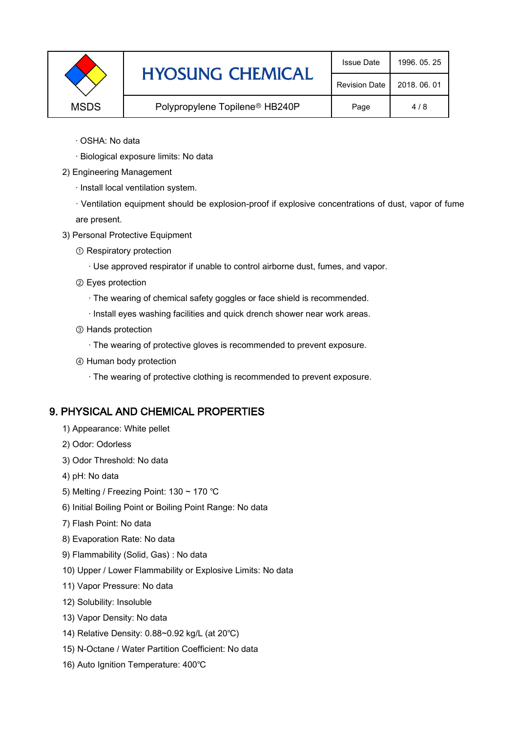· OSHA: No data

· Biological exposure limits: No data

2) Engineering Management

· Install local ventilation system.

· Ventilation equipment should be explosion-proof if explosive concentrations of dust, vapor of fume are present.

3) Personal Protective Equipment

① Respiratory protection

· Use approved respirator if unable to control airborne dust, fumes, and vapor.

② Eyes protection

· The wearing of chemical safety goggles or face shield is recommended.

· Install eyes washing facilities and quick drench shower near work areas.

③ Hands protection

· The wearing of protective gloves is recommended to prevent exposure.

④ Human body protection

· The wearing of protective clothing is recommended to prevent exposure.

## 9. PHYSICAL AND CHEMICAL PROPERTIES

1) Appearance: White pellet

2) Odor: Odorless

3) Odor Threshold: No data

4) pH: No data

5) Melting / Freezing Point: 130 ~ 170 ℃

6) Initial Boiling Point or Boiling Point Range: No data

7) Flash Point: No data

8) Evaporation Rate: No data

9) Flammability (Solid, Gas) : No data

10) Upper / Lower Flammability or Explosive Limits: No data

11) Vapor Pressure: No data

12) Solubility: Insoluble

13) Vapor Density: No data

14) Relative Density: 0.88~0.92 kg/L (at 20℃)

15) N-Octane / Water Partition Coefficient: No data

16) Auto Ignition Temperature: 400℃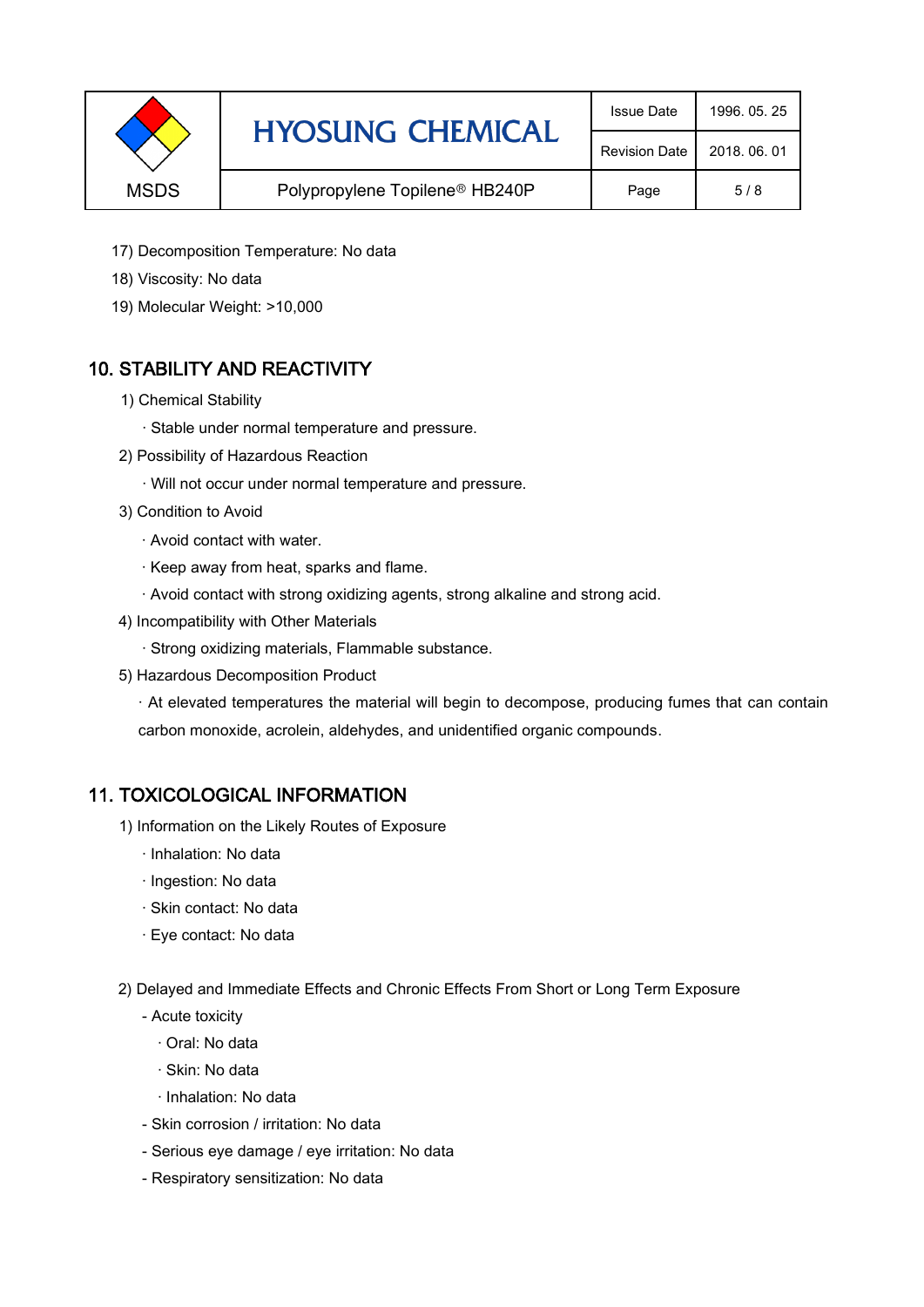17) Decomposition Temperature: No data

18) Viscosity: No data

19) Molecular Weight: >10,000

## 10. STABILITY AND REACTIVITY

1) Chemical Stability

· Stable under normal temperature and pressure.

2) Possibility of Hazardous Reaction

· Will not occur under normal temperature and pressure.

3) Condition to Avoid

· Avoid contact with water.

· Keep away from heat, sparks and flame.

· Avoid contact with strong oxidizing agents, strong alkaline and strong acid.

4) Incompatibility with Other Materials

· Strong oxidizing materials, Flammable substance.

5) Hazardous Decomposition Product

· At elevated temperatures the material will begin to decompose, producing fumes that can contain carbon monoxide, acrolein, aldehydes, and unidentified organic compounds.

## 11. TOXICOLOGICAL INFORMATION

1) Information on the Likely Routes of Exposure

· Inhalation: No data

· Ingestion: No data

· Skin contact: No data

· Eye contact: No data

2) Delayed and Immediate Effects and Chronic Effects From Short or Long Term Exposure

- Acute toxicity
  - · Oral: No data
  - · Skin: No data
  - · Inhalation: No data
- Skin corrosion / irritation: No data
- Serious eye damage / eye irritation: No data
- Respiratory sensitization: No data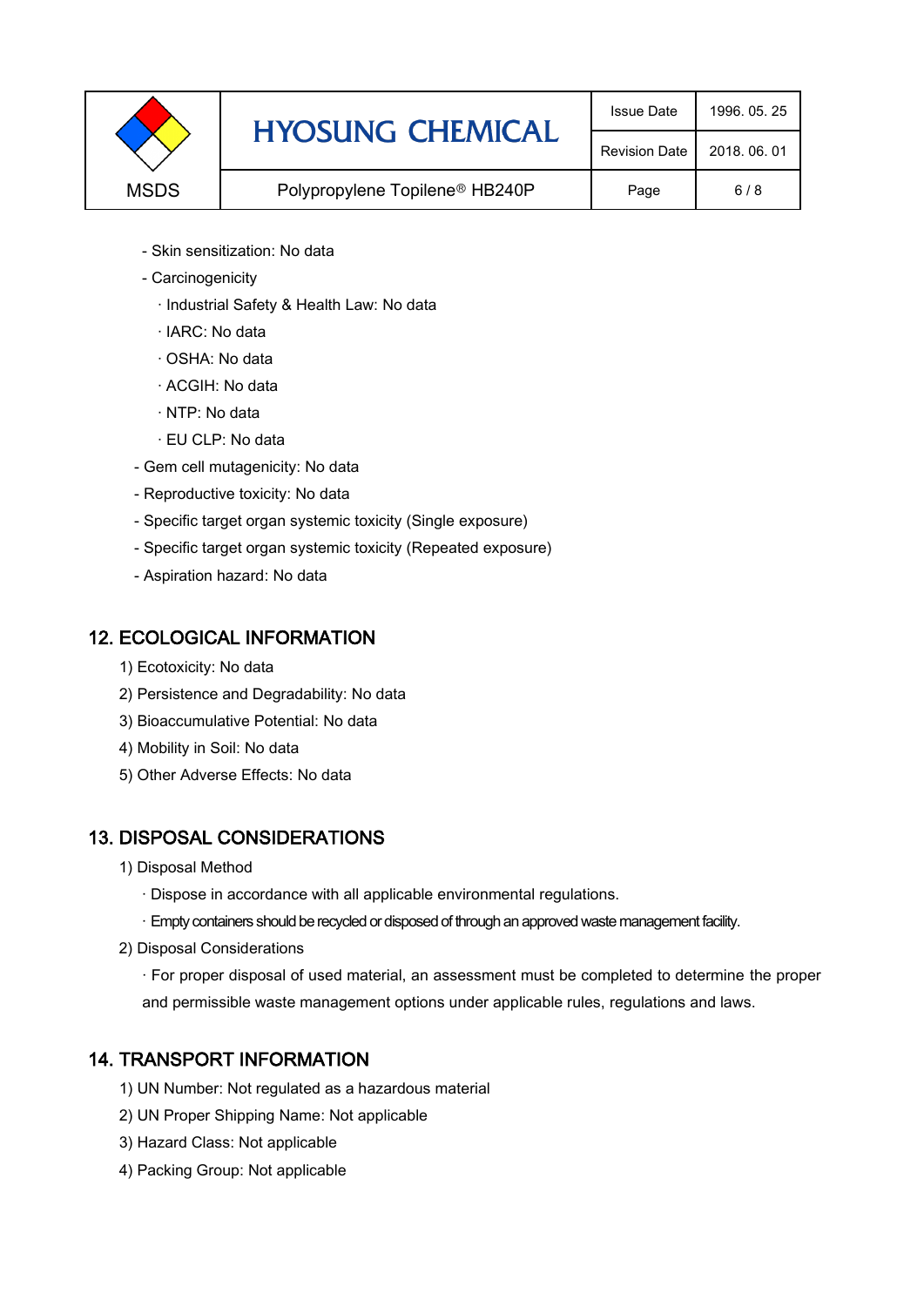- Skin sensitization: No data
- Carcinogenicity
  - · Industrial Safety & Health Law: No data
  - · IARC: No data
  - · OSHA: No data
  - · ACGIH: No data
  - · NTP: No data
  - · EU CLP: No data
- Gem cell mutagenicity: No data
- Reproductive toxicity: No data
- Specific target organ systemic toxicity (Single exposure)
- Specific target organ systemic toxicity (Repeated exposure)
- Aspiration hazard: No data

## 12. ECOLOGICAL INFORMATION

1) Ecotoxicity: No data
2) Persistence and Degradability: No data
3) Bioaccumulative Potential: No data
4) Mobility in Soil: No data
5) Other Adverse Effects: No data

## 13. DISPOSAL CONSIDERATIONS

1) Disposal Method
   - · Dispose in accordance with all applicable environmental regulations.
   - · Empty containers should be recycled or disposed of through an approved waste management facility.
2) Disposal Considerations
   - · For proper disposal of used material, an assessment must be completed to determine the proper and permissible waste management options under applicable rules, regulations and laws.

## 14. TRANSPORT INFORMATION

1) UN Number: Not regulated as a hazardous material
2) UN Proper Shipping Name: Not applicable
3) Hazard Class: Not applicable
4) Packing Group: Not applicable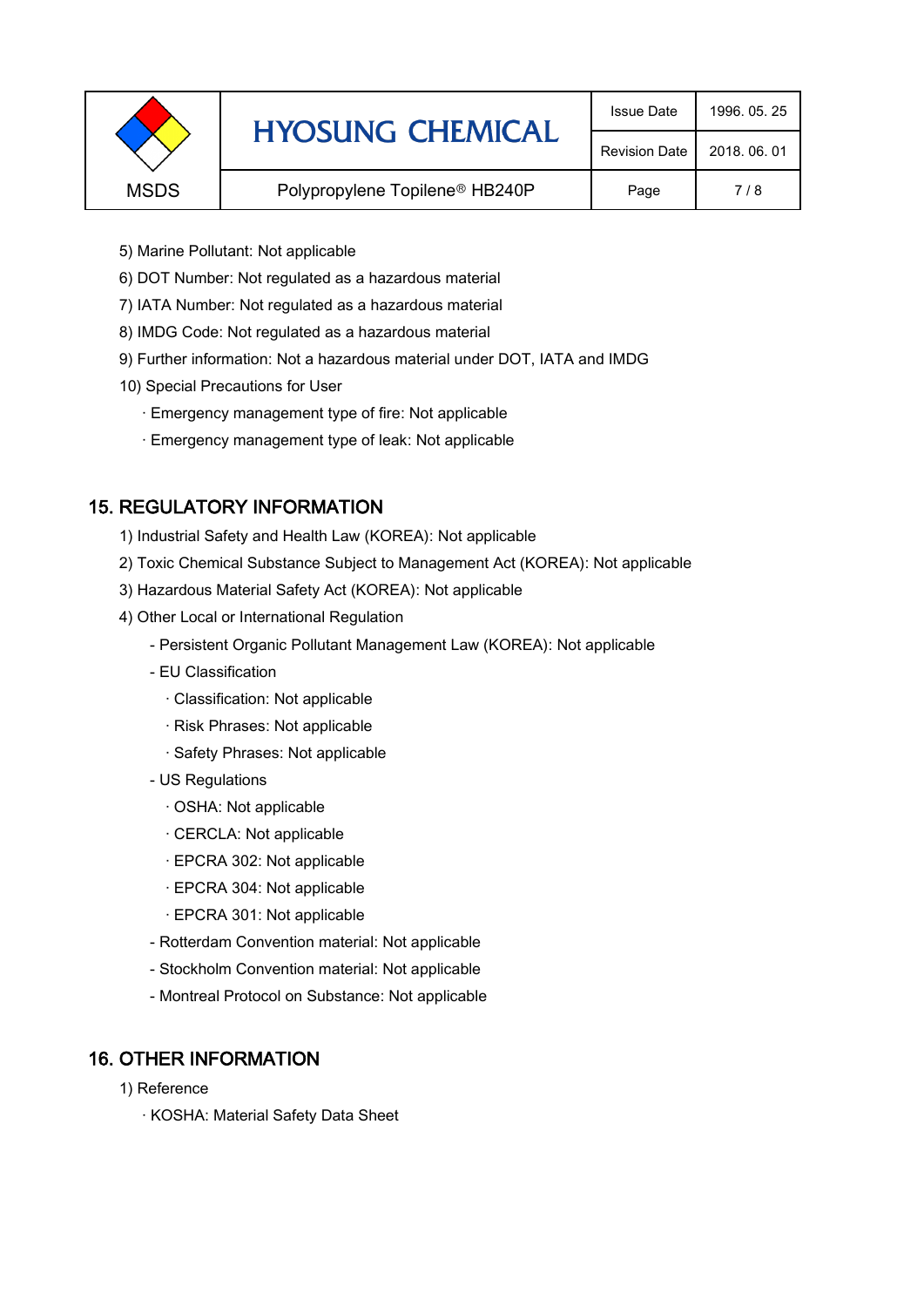5) Marine Pollutant: Not applicable

6) DOT Number: Not regulated as a hazardous material

7) IATA Number: Not regulated as a hazardous material

8) IMDG Code: Not regulated as a hazardous material

9) Further information: Not a hazardous material under DOT, IATA and IMDG

10) Special Precautions for User

· Emergency management type of fire: Not applicable

· Emergency management type of leak: Not applicable

## 15. REGULATORY INFORMATION

1) Industrial Safety and Health Law (KOREA): Not applicable

2) Toxic Chemical Substance Subject to Management Act (KOREA): Not applicable

3) Hazardous Material Safety Act (KOREA): Not applicable

4) Other Local or International Regulation

- Persistent Organic Pollutant Management Law (KOREA): Not applicable
- EU Classification
  - · Classification: Not applicable
  - · Risk Phrases: Not applicable
  - · Safety Phrases: Not applicable
- US Regulations
  - · OSHA: Not applicable
  - · CERCLA: Not applicable
  - · EPCRA 302: Not applicable
  - · EPCRA 304: Not applicable
  - · EPCRA 301: Not applicable
- Rotterdam Convention material: Not applicable
- Stockholm Convention material: Not applicable
- Montreal Protocol on Substance: Not applicable

## 16. OTHER INFORMATION

1) Reference

· KOSHA: Material Safety Data Sheet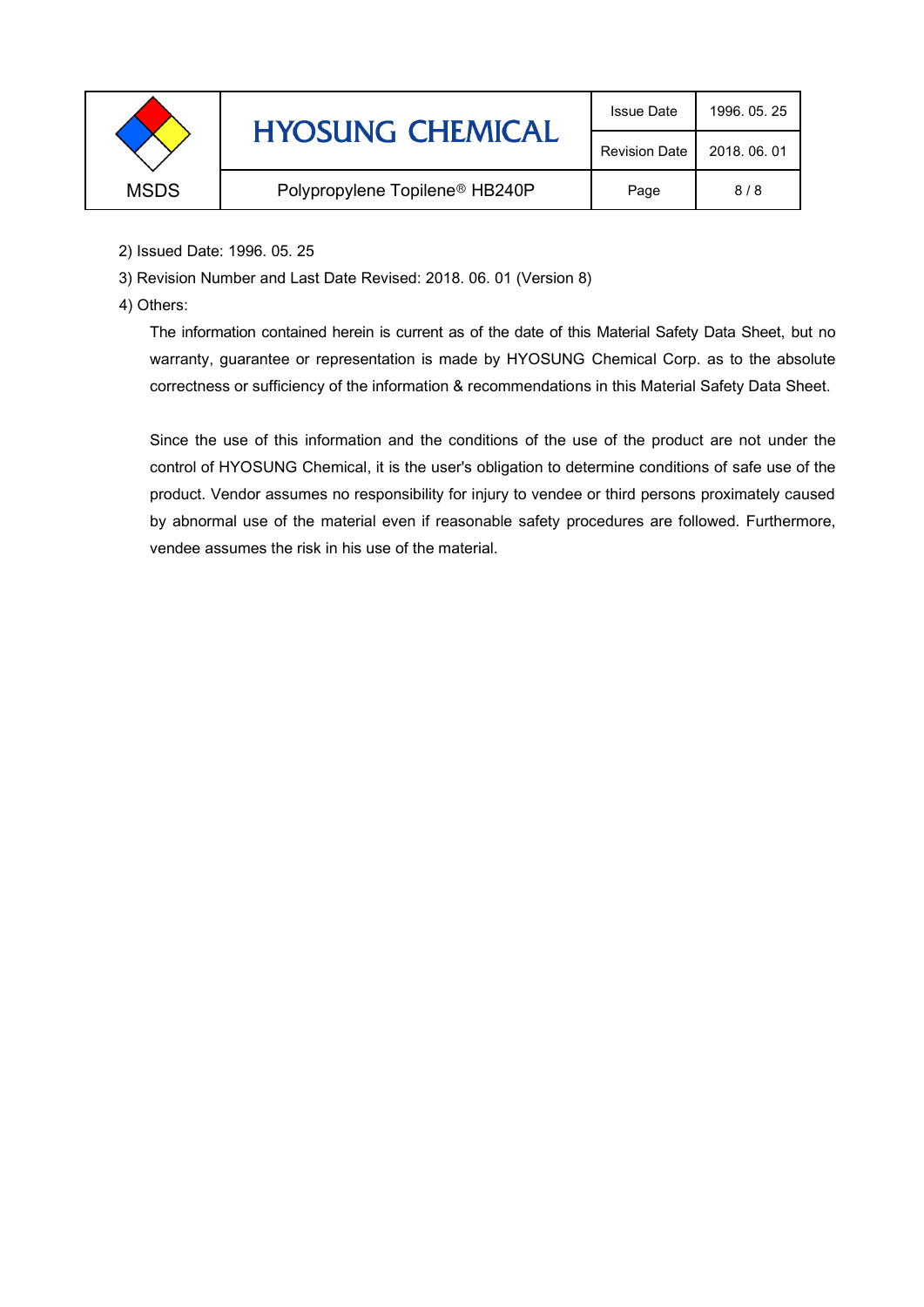2) Issued Date: 1996. 05. 25

3) Revision Number and Last Date Revised: 2018. 06. 01 (Version 8)

4) Others:

The information contained herein is current as of the date of this Material Safety Data Sheet, but no warranty, guarantee or representation is made by HYOSUNG Chemical Corp. as to the absolute correctness or sufficiency of the information & recommendations in this Material Safety Data Sheet.

Since the use of this information and the conditions of the use of the product are not under the control of HYOSUNG Chemical, it is the user's obligation to determine conditions of safe use of the product. Vendor assumes no responsibility for injury to vendee or third persons proximately caused by abnormal use of the material even if reasonable safety procedures are followed. Furthermore, vendee assumes the risk in his use of the material.